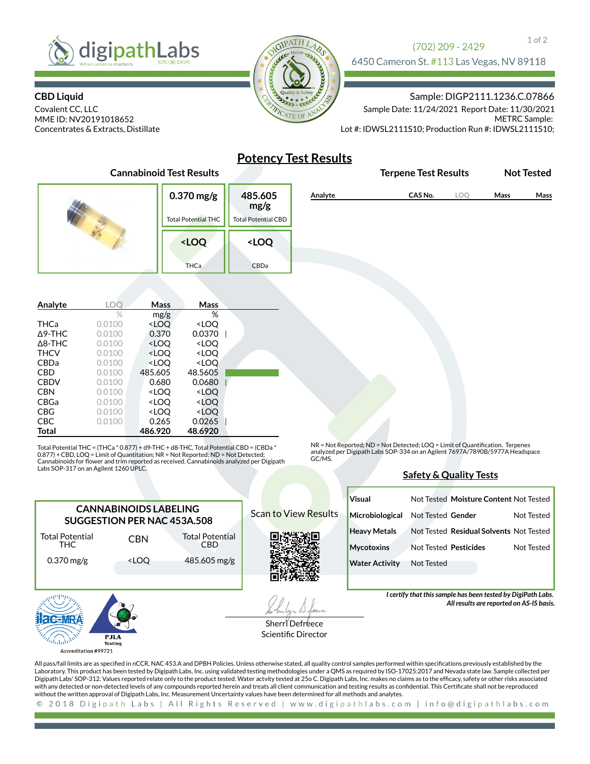# digipathLabs

When science matters. (OTCQB: DIGP)

(702) 209 - 2429
6450 Cameron St. #113 Las Vegas, NV 89118

**CBD Liquid**
Covalent CC, LLC
MME ID: NV20191018652
Concentrates & Extracts, Distillate

Sample: DIGP2111.1236.C.07866
Sample Date: 11/24/2021 Report Date: 11/30/2021
METRC Sample:
Lot #: IDWSL2111S10; Production Run #: IDWSL2111S10;

## Potency Test Results

### Cannabinoid Test Results

| 0.370 mg/g | 485.605 mg/g |
|---|---|
| Total Potential THC | Total Potential CBD |
| <LOQ | <LOQ |
| THCa | CBDa |

| Analyte | LOQ | Mass | Mass |
|---|---|---|---|
| | % | mg/g | % |
| THCa | 0.0100 | <LOQ | <LOQ |
| Δ9-THC | 0.0100 | 0.370 | 0.0370 |
| Δ8-THC | 0.0100 | <LOQ | <LOQ |
| THCV | 0.0100 | <LOQ | <LOQ |
| CBDa | 0.0100 | <LOQ | <LOQ |
| CBD | 0.0100 | 485.605 | 48.5605 |
| CBDV | 0.0100 | 0.680 | 0.0680 |
| CBN | 0.0100 | <LOQ | <LOQ |
| CBGa | 0.0100 | <LOQ | <LOQ |
| CBG | 0.0100 | <LOQ | <LOQ |
| CBC | 0.0100 | 0.265 | 0.0265 |
| **Total** | | **486.920** | **48.6920** |

Total Potential THC = (THCa * 0.877) + d9-THC + d8-THC, Total Potential CBD = (CBDa * 0.877) + CBD, LOQ = Limit of Quantitation; NR = Not Reported; ND = Not Detected; Cannabinoids for flower and trim reported as received. Cannabinoids analyzed per Digipath Labs SOP-317 on an Agilent 1260 UPLC.

### Terpene Test Results — Not Tested

| Analyte | CAS No. | LOQ | Mass | Mass |
|---|---|---|---|---|

NR = Not Reported; ND = Not Detected; LOQ = Limit of Quantification. Terpenes analyzed per Digipath Labs SOP-334 on an Agilent 7697A/7890B/5977A Headspace GC/MS.

### CANNABINOIDS LABELING SUGGESTION PER NAC 453A.508

| Total Potential THC | CBN | Total Potential CBD |
|---|---|---|
| 0.370 mg/g | <LOQ | 485.605 mg/g |

Scan to View Results

### Safety & Quality Tests

| | | | |
|---|---|---|---|
| **Visual** | Not Tested | **Moisture Content** | Not Tested |
| **Microbiological** | Not Tested | **Gender** | Not Tested |
| **Heavy Metals** | Not Tested | **Residual Solvents** | Not Tested |
| **Mycotoxins** | Not Tested | **Pesticides** | Not Tested |
| **Water Activity** | Not Tested | | |

*I certify that this sample has been tested by DigiPath Labs. All results are reported on AS-IS basis.*

Sherri Defreece
Scientific Director

ilac-MRA PJLA Testing
Accreditation #99721

All pass/fail limits are as specified in nCCR, NAC 453.A and DPBH Policies. Unless otherwise stated, all quality control samples performed within specifications previously established by the Laboratory. This product has been tested by Digipath Labs, Inc. using validated testing methodologies under a QMS as required by ISO-17025:2017 and Nevada state law. Sample collected per Digipath Labs' SOP-312. Values reported relate only to the product tested. Water actvity tested at 25o C. Digipath Labs, Inc. makes no claims as to the efficacy, safety or other risks associated with any detected or non-detected levels of any compounds reported herein and treats all client communication and testing results as confidential. This Certificate shall not be reproduced without the written approval of Digipath Labs, Inc. Measurement Uncertainty values have been determined for all methods and analytes.

© 2018 Digipath Labs | All Rights Reserved | www.digipathlabs.com | info@digipathlabs.com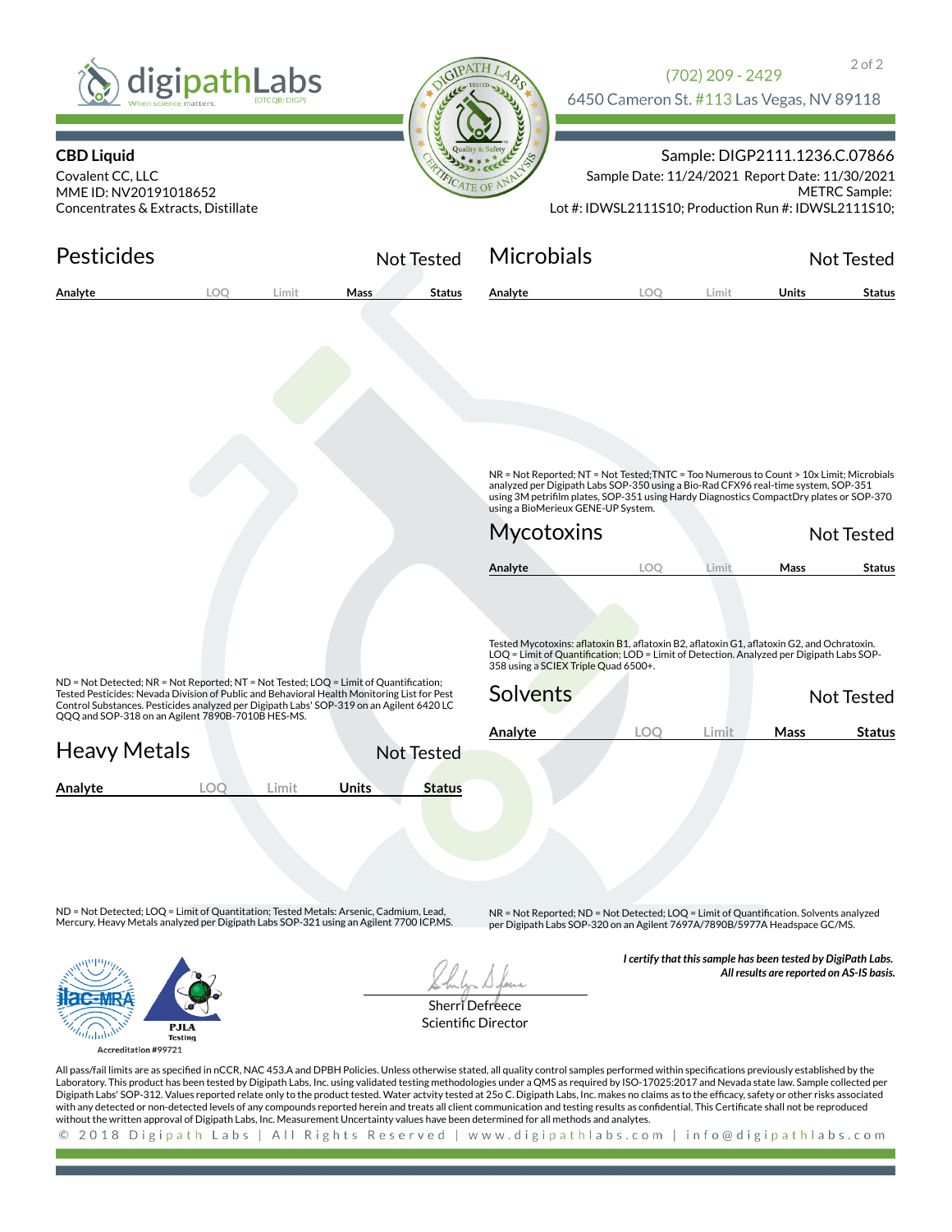# digipathLabs

When science matters. (OTCQB: DIGP)

(702) 209 - 2429

6450 Cameron St. #113 Las Vegas, NV 89118

**CBD Liquid**

Covalent CC, LLC

MME ID: NV20191018652

Concentrates & Extracts, Distillate

Sample: DIGP2111.1236.C.07866

Sample Date: 11/24/2021 Report Date: 11/30/2021

METRC Sample:

Lot #: IDWSL2111S10; Production Run #: IDWSL2111S10;

## Pesticides — Not Tested

| Analyte | LOQ | Limit | Mass | Status |
|---|---|---|---|---|

ND = Not Detected; NR = Not Reported; NT = Not Tested; LOQ = Limit of Quantification; Tested Pesticides: Nevada Division of Public and Behavioral Health Monitoring List for Pest Control Substances. Pesticides analyzed per Digipath Labs' SOP-319 on an Agilent 6420 LC QQQ and SOP-318 on an Agilent 7890B-7010B HES-MS.

## Heavy Metals — Not Tested

| Analyte | LOQ | Limit | Units | Status |
|---|---|---|---|---|

ND = Not Detected; LOQ = Limit of Quantitation; Tested Metals: Arsenic, Cadmium, Lead, Mercury. Heavy Metals analyzed per Digipath Labs SOP-321 using an Agilent 7700 ICP.MS.

## Microbials — Not Tested

| Analyte | LOQ | Limit | Units | Status |
|---|---|---|---|---|

NR = Not Reported; NT = Not Tested;TNTC = Too Numerous to Count > 10x Limit; Microbials analyzed per Digipath Labs SOP-350 using a Bio-Rad CFX96 real-time system, SOP-351 using 3M petrifilm plates, SOP-351 using Hardy Diagnostics CompactDry plates or SOP-370 using a BioMerieux GENE-UP System.

## Mycotoxins — Not Tested

| Analyte | LOQ | Limit | Mass | Status |
|---|---|---|---|---|

Tested Mycotoxins: aflatoxin B1, aflatoxin B2, aflatoxin G1, aflatoxin G2, and Ochratoxin. LOQ = Limit of Quantification; LOD = Limit of Detection. Analyzed per Digipath Labs SOP-358 using a SCIEX Triple Quad 6500+.

## Solvents — Not Tested

| Analyte | LOQ | Limit | Mass | Status |
|---|---|---|---|---|

NR = Not Reported; ND = Not Detected; LOQ = Limit of Quantification. Solvents analyzed per Digipath Labs SOP-320 on an Agilent 7697A/7890B/5977A Headspace GC/MS.

PJLA Testing — Accreditation #99721

Sherri Defreece
Scientific Director

***I certify that this sample has been tested by DigiPath Labs. All results are reported on AS-IS basis.***

All pass/fail limits are as specified in nCCR, NAC 453.A and DPBH Policies. Unless otherwise stated, all quality control samples performed within specifications previously established by the Laboratory. This product has been tested by Digipath Labs, Inc. using validated testing methodologies under a QMS as required by ISO-17025:2017 and Nevada state law. Sample collected per Digipath Labs' SOP-312. Values reported relate only to the product tested. Water actvity tested at 25o C. Digipath Labs, Inc. makes no claims as to the efficacy, safety or other risks associated with any detected or non-detected levels of any compounds reported herein and treats all client communication and testing results as confidential. This Certificate shall not be reproduced without the written approval of Digipath Labs, Inc. Measurement Uncertainty values have been determined for all methods and analytes.

© 2018 Digipath Labs | All Rights Reserved | www.digipathlabs.com | info@digipathlabs.com